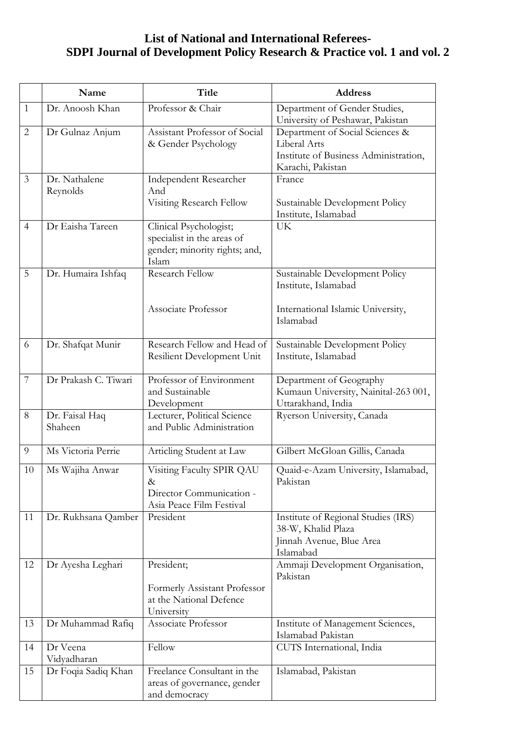# List of National and International Referees- SDPI Journal of Development Policy Research & Practice vol. 1 and vol. 2

| | Name | Title | Address |
|---|---|---|---|
| 1 | Dr. Anoosh Khan | Professor & Chair | Department of Gender Studies, University of Peshawar, Pakistan |
| 2 | Dr Gulnaz Anjum | Assistant Professor of Social & Gender Psychology | Department of Social Sciences & Liberal Arts<br>Institute of Business Administration, Karachi, Pakistan |
| 3 | Dr. Nathalene Reynolds | Independent Researcher And<br>Visiting Research Fellow | France<br><br>Sustainable Development Policy Institute, Islamabad |
| 4 | Dr Eaisha Tareen | Clinical Psychologist; specialist in the areas of gender; minority rights; and, Islam | UK |
| 5 | Dr. Humaira Ishfaq | Research Fellow<br><br>Associate Professor | Sustainable Development Policy Institute, Islamabad<br><br>International Islamic University, Islamabad |
| 6 | Dr. Shafqat Munir | Research Fellow and Head of Resilient Development Unit | Sustainable Development Policy Institute, Islamabad |
| 7 | Dr Prakash C. Tiwari | Professor of Environment and Sustainable Development | Department of Geography<br>Kumaun University, Nainital-263 001, Uttarakhand, India |
| 8 | Dr. Faisal Haq Shaheen | Lecturer, Political Science and Public Administration | Ryerson University, Canada |
| 9 | Ms Victoria Perrie | Articling Student at Law | Gilbert McGloan Gillis, Canada |
| 10 | Ms Wajiha Anwar | Visiting Faculty SPIR QAU &<br>Director Communication - Asia Peace Film Festival | Quaid-e-Azam University, Islamabad, Pakistan |
| 11 | Dr. Rukhsana Qamber | President | Institute of Regional Studies (IRS)<br>38-W, Khalid Plaza<br>Jinnah Avenue, Blue Area<br>Islamabad |
| 12 | Dr Ayesha Leghari | President;<br><br>Formerly Assistant Professor at the National Defence University | Ammaji Development Organisation, Pakistan |
| 13 | Dr Muhammad Rafiq | Associate Professor | Institute of Management Sciences, Islamabad Pakistan |
| 14 | Dr Veena Vidyadharan | Fellow | CUTS International, India |
| 15 | Dr Foqia Sadiq Khan | Freelance Consultant in the areas of governance, gender and democracy | Islamabad, Pakistan |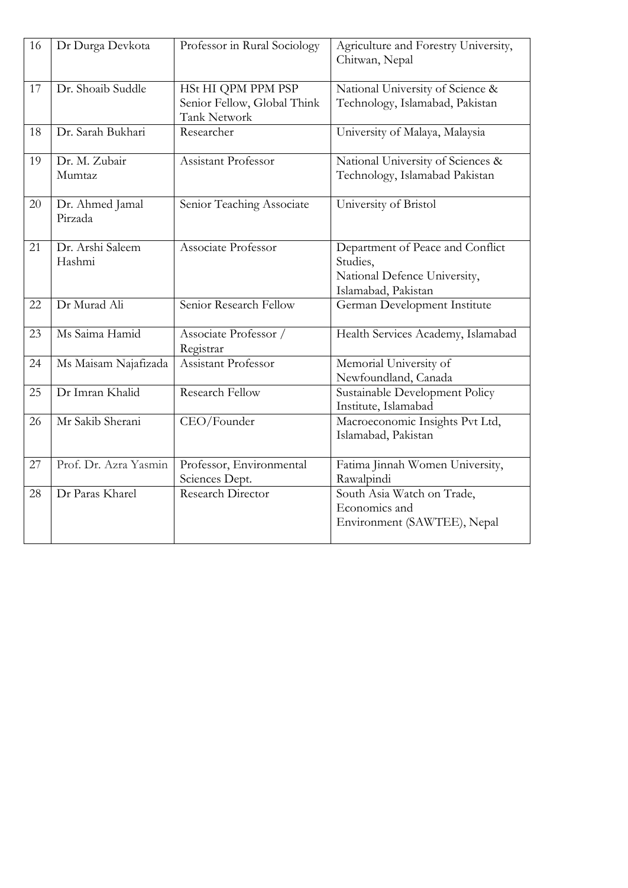| | | | |
|---|---|---|---|
| 16 | Dr Durga Devkota | Professor in Rural Sociology | Agriculture and Forestry University, Chitwan, Nepal |
| 17 | Dr. Shoaib Suddle | HSt HI QPM PPM PSP Senior Fellow, Global Think Tank Network | National University of Science & Technology, Islamabad, Pakistan |
| 18 | Dr. Sarah Bukhari | Researcher | University of Malaya, Malaysia |
| 19 | Dr. M. Zubair Mumtaz | Assistant Professor | National University of Sciences & Technology, Islamabad Pakistan |
| 20 | Dr. Ahmed Jamal Pirzada | Senior Teaching Associate | University of Bristol |
| 21 | Dr. Arshi Saleem Hashmi | Associate Professor | Department of Peace and Conflict Studies, National Defence University, Islamabad, Pakistan |
| 22 | Dr Murad Ali | Senior Research Fellow | German Development Institute |
| 23 | Ms Saima Hamid | Associate Professor / Registrar | Health Services Academy, Islamabad |
| 24 | Ms Maisam Najafizada | Assistant Professor | Memorial University of Newfoundland, Canada |
| 25 | Dr Imran Khalid | Research Fellow | Sustainable Development Policy Institute, Islamabad |
| 26 | Mr Sakib Sherani | CEO/Founder | Macroeconomic Insights Pvt Ltd, Islamabad, Pakistan |
| 27 | Prof. Dr. Azra Yasmin | Professor, Environmental Sciences Dept. | Fatima Jinnah Women University, Rawalpindi |
| 28 | Dr Paras Kharel | Research Director | South Asia Watch on Trade, Economics and Environment (SAWTEE), Nepal |